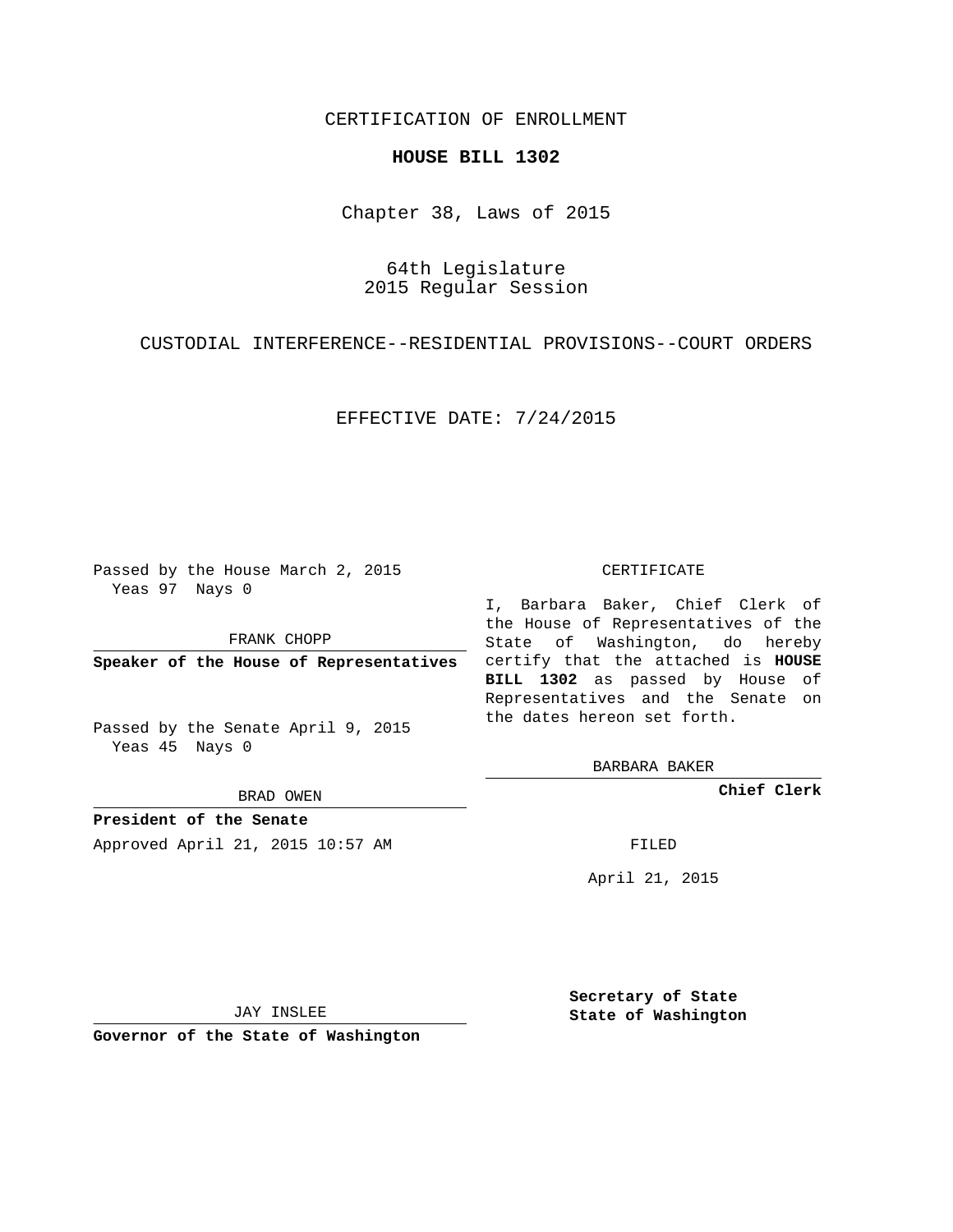CERTIFICATION OF ENROLLMENT

**HOUSE BILL 1302**

Chapter 38, Laws of 2015

64th Legislature
2015 Regular Session

CUSTODIAL INTERFERENCE--RESIDENTIAL PROVISIONS--COURT ORDERS

EFFECTIVE DATE: 7/24/2015

Passed by the House March 2, 2015
Yeas 97 Nays 0

FRANK CHOPP

**Speaker of the House of Representatives**

Passed by the Senate April 9, 2015
Yeas 45 Nays 0

BRAD OWEN

**President of the Senate**

Approved April 21, 2015 10:57 AM

JAY INSLEE

**Governor of the State of Washington**

CERTIFICATE

I, Barbara Baker, Chief Clerk of the House of Representatives of the State of Washington, do hereby certify that the attached is **HOUSE BILL 1302** as passed by House of Representatives and the Senate on the dates hereon set forth.

BARBARA BAKER

**Chief Clerk**

FILED

April 21, 2015

**Secretary of State**
**State of Washington**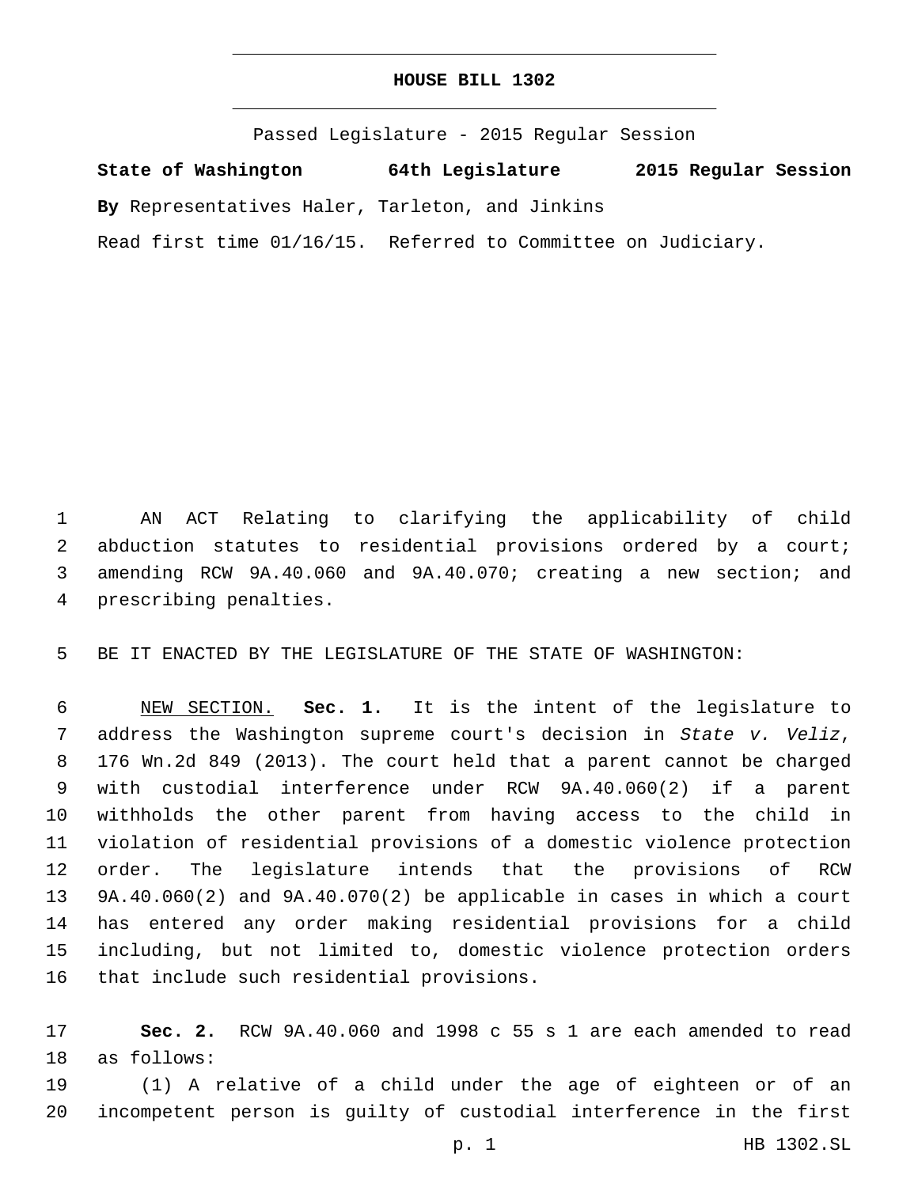# HOUSE BILL 1302

Passed Legislature - 2015 Regular Session

**State of Washington 64th Legislature 2015 Regular Session**

**By** Representatives Haler, Tarleton, and Jinkins

Read first time 01/16/15. Referred to Committee on Judiciary.

AN ACT Relating to clarifying the applicability of child abduction statutes to residential provisions ordered by a court; amending RCW 9A.40.060 and 9A.40.070; creating a new section; and prescribing penalties.

BE IT ENACTED BY THE LEGISLATURE OF THE STATE OF WASHINGTON:

NEW SECTION. **Sec. 1.** It is the intent of the legislature to address the Washington supreme court's decision in *State v. Veliz*, 176 Wn.2d 849 (2013). The court held that a parent cannot be charged with custodial interference under RCW 9A.40.060(2) if a parent withholds the other parent from having access to the child in violation of residential provisions of a domestic violence protection order. The legislature intends that the provisions of RCW 9A.40.060(2) and 9A.40.070(2) be applicable in cases in which a court has entered any order making residential provisions for a child including, but not limited to, domestic violence protection orders that include such residential provisions.

**Sec. 2.** RCW 9A.40.060 and 1998 c 55 s 1 are each amended to read as follows:

(1) A relative of a child under the age of eighteen or of an incompetent person is guilty of custodial interference in the first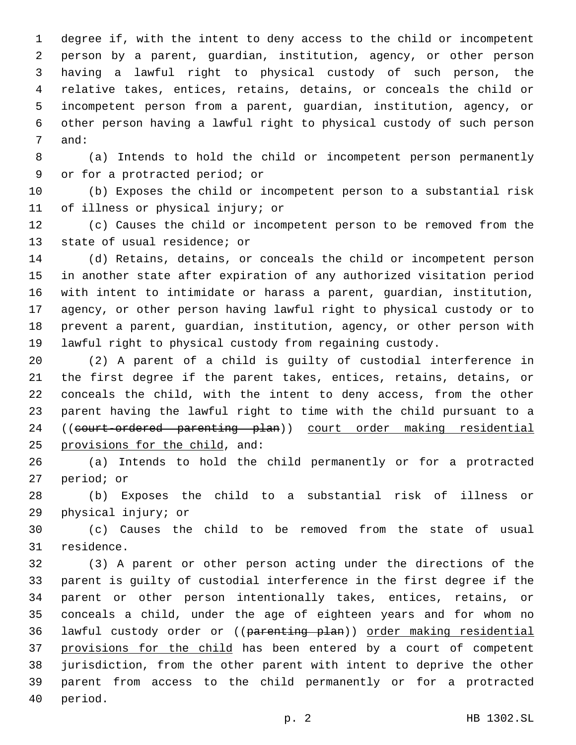degree if, with the intent to deny access to the child or incompetent person by a parent, guardian, institution, agency, or other person having a lawful right to physical custody of such person, the relative takes, entices, retains, detains, or conceals the child or incompetent person from a parent, guardian, institution, agency, or other person having a lawful right to physical custody of such person and:

(a) Intends to hold the child or incompetent person permanently or for a protracted period; or

(b) Exposes the child or incompetent person to a substantial risk of illness or physical injury; or

(c) Causes the child or incompetent person to be removed from the state of usual residence; or

(d) Retains, detains, or conceals the child or incompetent person in another state after expiration of any authorized visitation period with intent to intimidate or harass a parent, guardian, institution, agency, or other person having lawful right to physical custody or to prevent a parent, guardian, institution, agency, or other person with lawful right to physical custody from regaining custody.

(2) A parent of a child is guilty of custodial interference in the first degree if the parent takes, entices, retains, detains, or conceals the child, with the intent to deny access, from the other parent having the lawful right to time with the child pursuant to a ((~~court-ordered parenting plan~~)) court order making residential provisions for the child, and:

(a) Intends to hold the child permanently or for a protracted period; or

(b) Exposes the child to a substantial risk of illness or physical injury; or

(c) Causes the child to be removed from the state of usual residence.

(3) A parent or other person acting under the directions of the parent is guilty of custodial interference in the first degree if the parent or other person intentionally takes, entices, retains, or conceals a child, under the age of eighteen years and for whom no lawful custody order or ((~~parenting plan~~)) order making residential provisions for the child has been entered by a court of competent jurisdiction, from the other parent with intent to deprive the other parent from access to the child permanently or for a protracted period.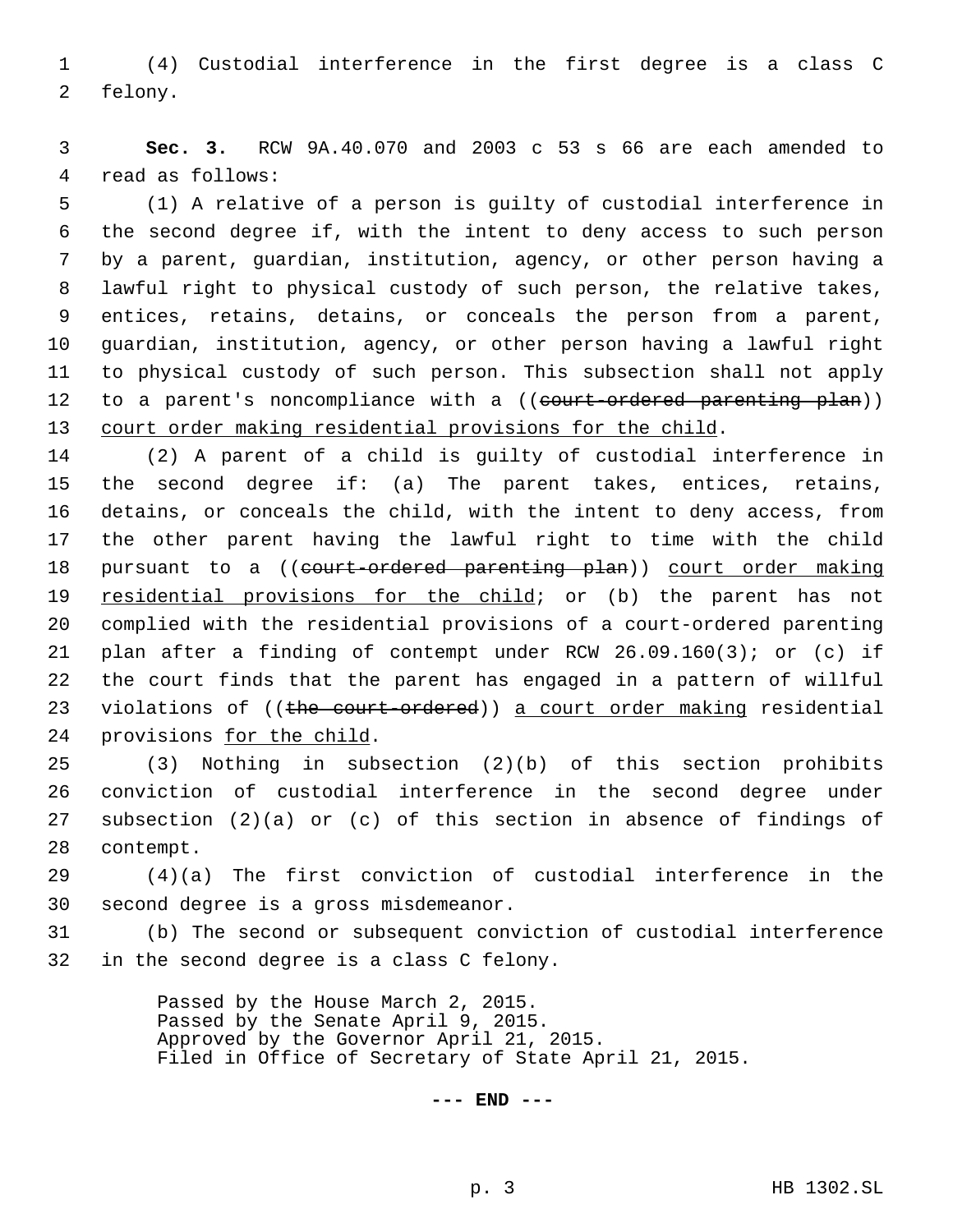(4) Custodial interference in the first degree is a class C felony.

**Sec. 3.** RCW 9A.40.070 and 2003 c 53 s 66 are each amended to read as follows:

(1) A relative of a person is guilty of custodial interference in the second degree if, with the intent to deny access to such person by a parent, guardian, institution, agency, or other person having a lawful right to physical custody of such person, the relative takes, entices, retains, detains, or conceals the person from a parent, guardian, institution, agency, or other person having a lawful right to physical custody of such person. This subsection shall not apply to a parent's noncompliance with a ((~~court-ordered parenting plan~~)) <u>court order making residential provisions for the child</u>.

(2) A parent of a child is guilty of custodial interference in the second degree if: (a) The parent takes, entices, retains, detains, or conceals the child, with the intent to deny access, from the other parent having the lawful right to time with the child pursuant to a ((~~court-ordered parenting plan~~)) <u>court order making residential provisions for the child</u>; or (b) the parent has not complied with the residential provisions of a court-ordered parenting plan after a finding of contempt under RCW 26.09.160(3); or (c) if the court finds that the parent has engaged in a pattern of willful violations of ((~~the court-ordered~~)) <u>a court order making</u> residential provisions <u>for the child</u>.

(3) Nothing in subsection (2)(b) of this section prohibits conviction of custodial interference in the second degree under subsection (2)(a) or (c) of this section in absence of findings of contempt.

(4)(a) The first conviction of custodial interference in the second degree is a gross misdemeanor.

(b) The second or subsequent conviction of custodial interference in the second degree is a class C felony.

Passed by the House March 2, 2015.
Passed by the Senate April 9, 2015.
Approved by the Governor April 21, 2015.
Filed in Office of Secretary of State April 21, 2015.

**--- END ---**